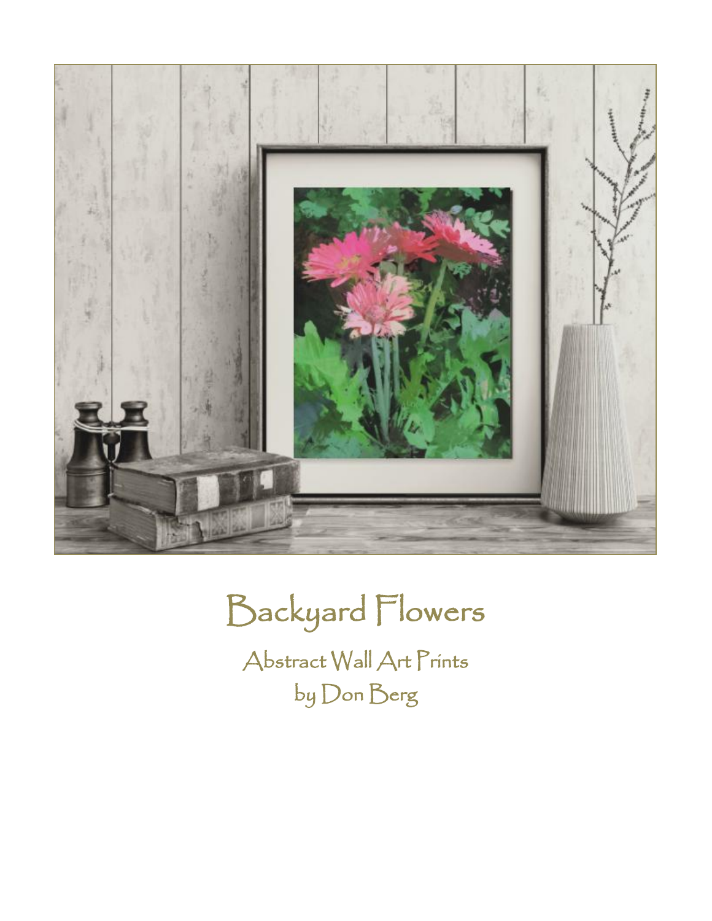# Backyard Flowers

Abstract Wall Art Prints
by Don Berg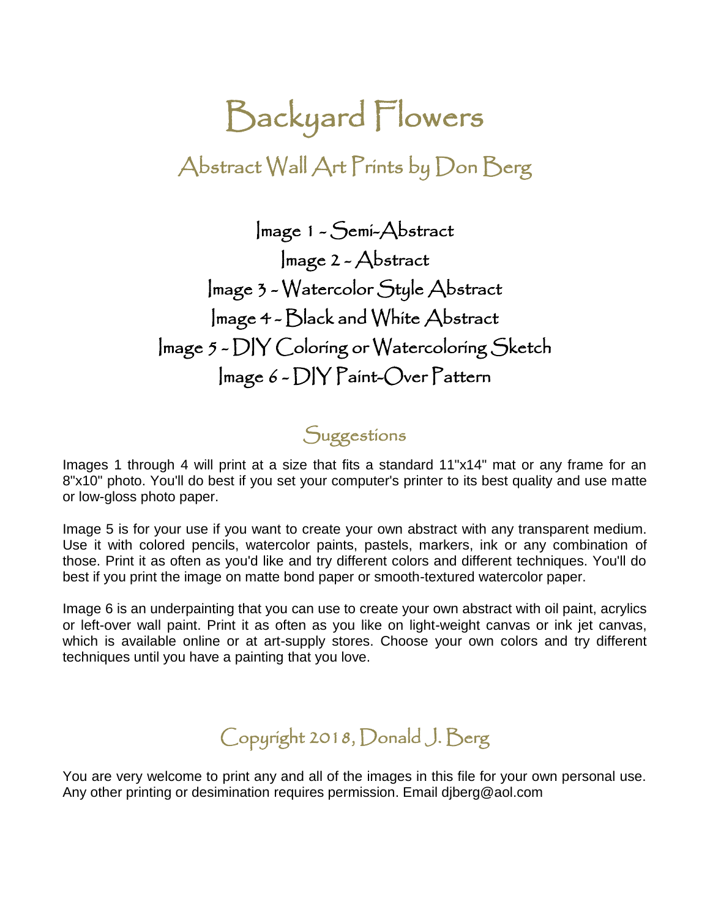# Backyard Flowers

## Abstract Wall Art Prints by Don Berg

Image 1 - Semi-Abstract
Image 2 - Abstract
Image 3 - Watercolor Style Abstract
Image 4 - Black and White Abstract
Image 5 - DIY Coloring or Watercoloring Sketch
Image 6 - DIY Paint-Over Pattern

## Suggestions

Images 1 through 4 will print at a size that fits a standard 11"x14" mat or any frame for an 8"x10" photo. You'll do best if you set your computer's printer to its best quality and use matte or low-gloss photo paper.

Image 5 is for your use if you want to create your own abstract with any transparent medium. Use it with colored pencils, watercolor paints, pastels, markers, ink or any combination of those. Print it as often as you'd like and try different colors and different techniques. You'll do best if you print the image on matte bond paper or smooth-textured watercolor paper.

Image 6 is an underpainting that you can use to create your own abstract with oil paint, acrylics or left-over wall paint. Print it as often as you like on light-weight canvas or ink jet canvas, which is available online or at art-supply stores. Choose your own colors and try different techniques until you have a painting that you love.

## Copyright 2018, Donald J. Berg

You are very welcome to print any and all of the images in this file for your own personal use. Any other printing or desimination requires permission. Email djberg@aol.com